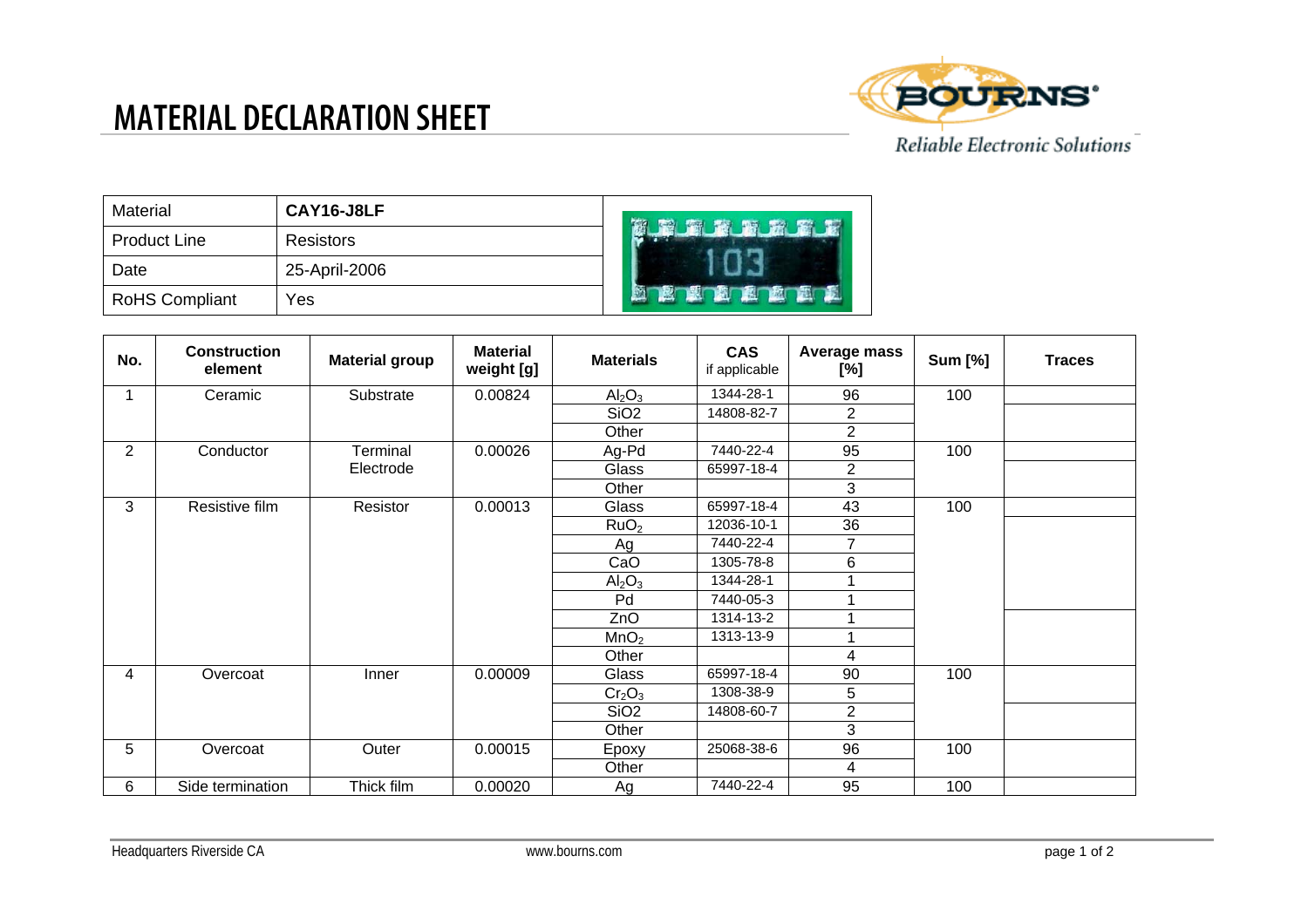# MATERIAL DECLARATION SHEET

| Material | CAY16-J8LF |
|---|---|
| Product Line | Resistors |
| Date | 25-April-2006 |
| RoHS Compliant | Yes |

| No. | Construction element | Material group | Material weight [g] | Materials | CAS if applicable | Average mass [%] | Sum [%] | Traces |
|---|---|---|---|---|---|---|---|---|
| 1 | Ceramic | Substrate | 0.00824 | $Al_2O_3$ | 1344-28-1 | 96 | 100 | |
| | | | | SiO2 | 14808-82-7 | 2 | | |
| | | | | Other | | 2 | | |
| 2 | Conductor | Terminal Electrode | 0.00026 | Ag-Pd | 7440-22-4 | 95 | 100 | |
| | | | | Glass | 65997-18-4 | 2 | | |
| | | | | Other | | 3 | | |
| 3 | Resistive film | Resistor | 0.00013 | Glass | 65997-18-4 | 43 | 100 | |
| | | | | $RuO_2$ | 12036-10-1 | 36 | | |
| | | | | Ag | 7440-22-4 | 7 | | |
| | | | | CaO | 1305-78-8 | 6 | | |
| | | | | $Al_2O_3$ | 1344-28-1 | 1 | | |
| | | | | Pd | 7440-05-3 | 1 | | |
| | | | | ZnO | 1314-13-2 | 1 | | |
| | | | | $MnO_2$ | 1313-13-9 | 1 | | |
| | | | | Other | | 4 | | |
| 4 | Overcoat | Inner | 0.00009 | Glass | 65997-18-4 | 90 | 100 | |
| | | | | $Cr_2O_3$ | 1308-38-9 | 5 | | |
| | | | | SiO2 | 14808-60-7 | 2 | | |
| | | | | Other | | 3 | | |
| 5 | Overcoat | Outer | 0.00015 | Epoxy | 25068-38-6 | 96 | 100 | |
| | | | | Other | | 4 | | |
| 6 | Side termination | Thick film | 0.00020 | Ag | 7440-22-4 | 95 | 100 | |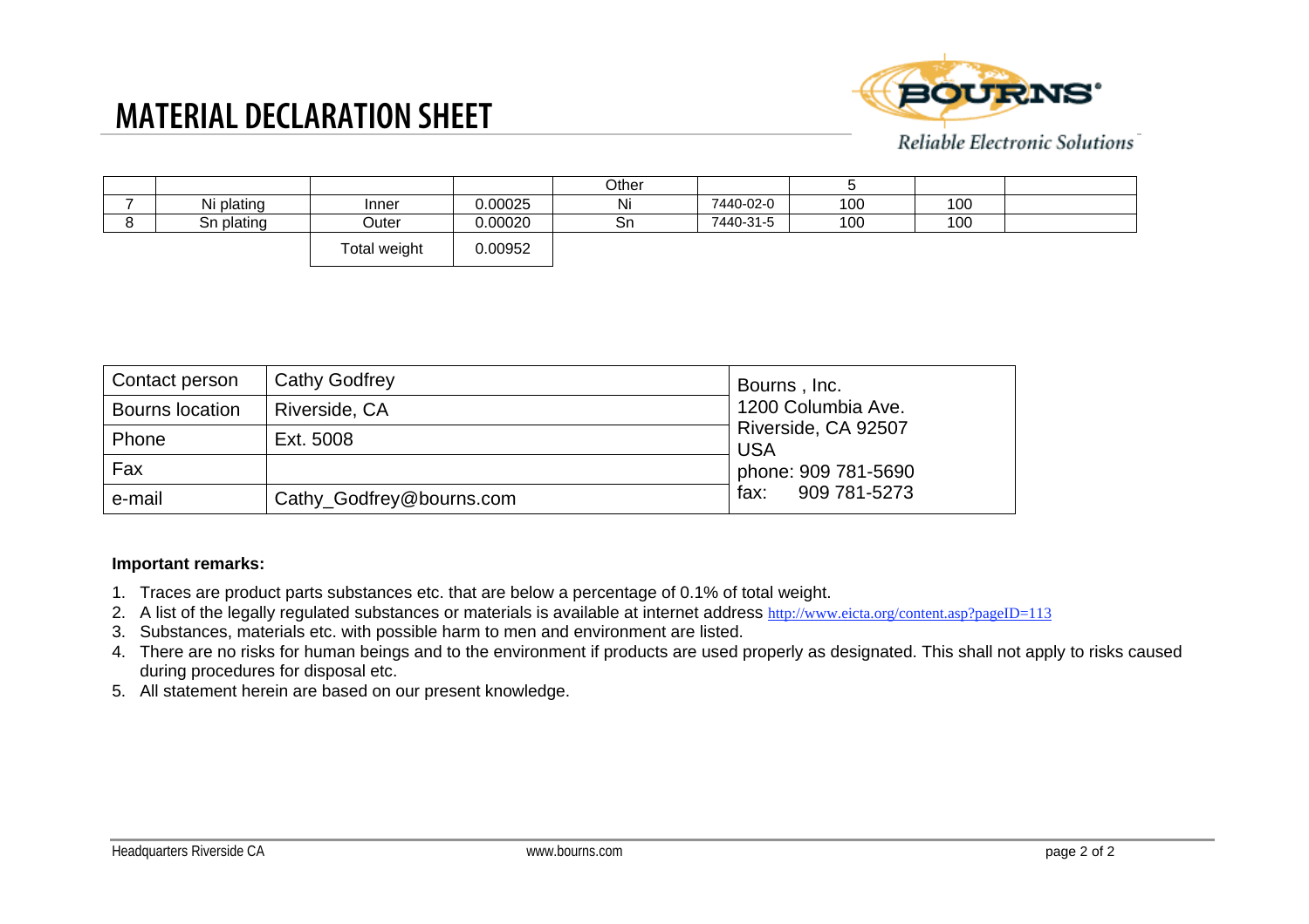# MATERIAL DECLARATION SHEET

| | | | | | | | | |
|---|---|---|---|---|---|---|---|---|
| | | | | Other | | 5 | | |
| 7 | Ni plating | Inner | 0.00025 | Ni | 7440-02-0 | 100 | 100 | |
| 8 | Sn plating | Outer | 0.00020 | Sn | 7440-31-5 | 100 | 100 | |
| | | Total weight | 0.00952 | | | | | |

| | | |
|---|---|---|
| Contact person | Cathy Godfrey | Bourns , Inc.<br>1200 Columbia Ave.<br>Riverside, CA 92507<br>USA<br>phone: 909 781-5690<br>fax: 909 781-5273 |
| Bourns location | Riverside, CA | |
| Phone | Ext. 5008 | |
| Fax | | |
| e-mail | Cathy_Godfrey@bourns.com | |

**Important remarks:**

1. Traces are product parts substances etc. that are below a percentage of 0.1% of total weight.
2. A list of the legally regulated substances or materials is available at internet address http://www.eicta.org/content.asp?pageID=113
3. Substances, materials etc. with possible harm to men and environment are listed.
4. There are no risks for human beings and to the environment if products are used properly as designated. This shall not apply to risks caused during procedures for disposal etc.
5. All statement herein are based on our present knowledge.